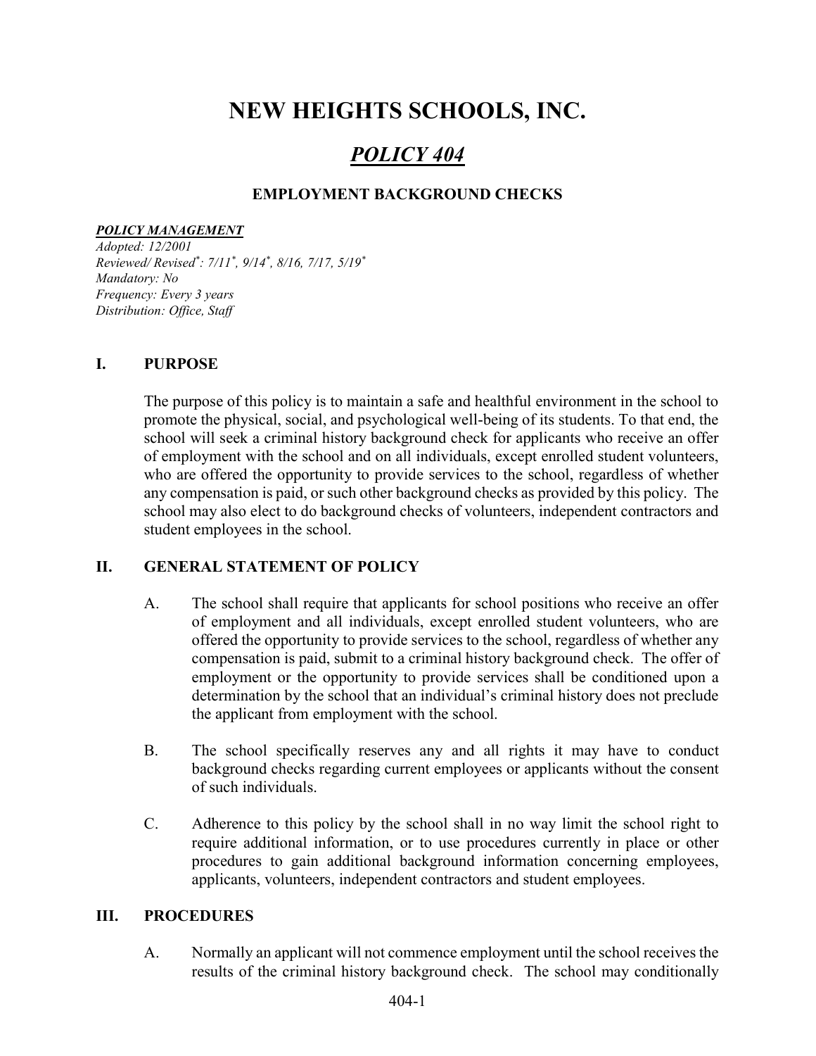# NEW HEIGHTS SCHOOLS, INC.

## *POLICY 404*

### EMPLOYMENT BACKGROUND CHECKS

***POLICY MANAGEMENT***
*Adopted: 12/2001*
*Reviewed/ Revised*: 7/11*, 9/14*, 8/16, 7/17, 5/19**
*Mandatory: No*
*Frequency: Every 3 years*
*Distribution: Office, Staff*

## I. PURPOSE

The purpose of this policy is to maintain a safe and healthful environment in the school to promote the physical, social, and psychological well-being of its students. To that end, the school will seek a criminal history background check for applicants who receive an offer of employment with the school and on all individuals, except enrolled student volunteers, who are offered the opportunity to provide services to the school, regardless of whether any compensation is paid, or such other background checks as provided by this policy. The school may also elect to do background checks of volunteers, independent contractors and student employees in the school.

## II. GENERAL STATEMENT OF POLICY

A. The school shall require that applicants for school positions who receive an offer of employment and all individuals, except enrolled student volunteers, who are offered the opportunity to provide services to the school, regardless of whether any compensation is paid, submit to a criminal history background check. The offer of employment or the opportunity to provide services shall be conditioned upon a determination by the school that an individual's criminal history does not preclude the applicant from employment with the school.

B. The school specifically reserves any and all rights it may have to conduct background checks regarding current employees or applicants without the consent of such individuals.

C. Adherence to this policy by the school shall in no way limit the school right to require additional information, or to use procedures currently in place or other procedures to gain additional background information concerning employees, applicants, volunteers, independent contractors and student employees.

## III. PROCEDURES

A. Normally an applicant will not commence employment until the school receives the results of the criminal history background check. The school may conditionally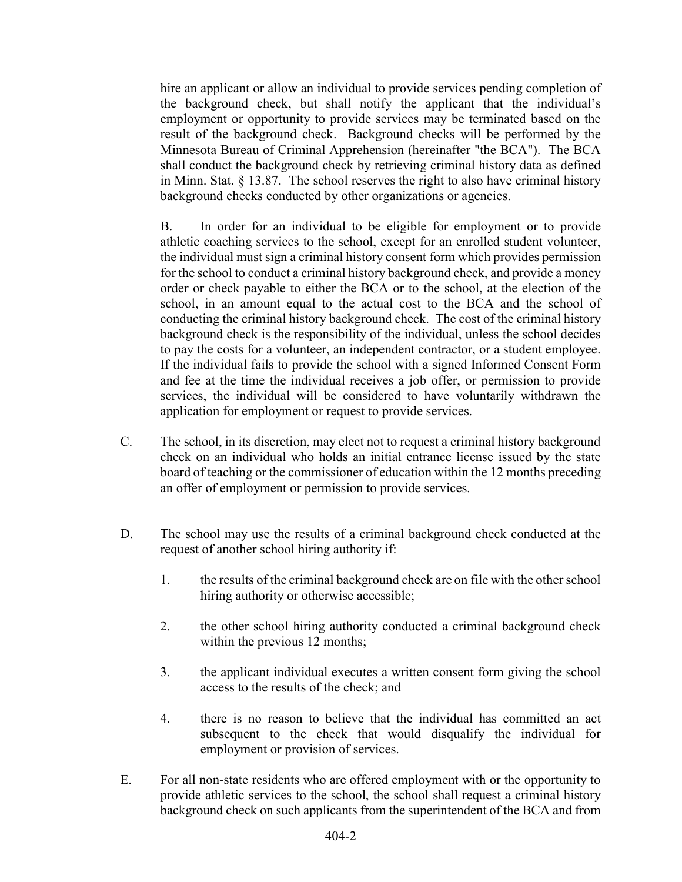hire an applicant or allow an individual to provide services pending completion of the background check, but shall notify the applicant that the individual's employment or opportunity to provide services may be terminated based on the result of the background check. Background checks will be performed by the Minnesota Bureau of Criminal Apprehension (hereinafter "the BCA"). The BCA shall conduct the background check by retrieving criminal history data as defined in Minn. Stat. § 13.87. The school reserves the right to also have criminal history background checks conducted by other organizations or agencies.

B. In order for an individual to be eligible for employment or to provide athletic coaching services to the school, except for an enrolled student volunteer, the individual must sign a criminal history consent form which provides permission for the school to conduct a criminal history background check, and provide a money order or check payable to either the BCA or to the school, at the election of the school, in an amount equal to the actual cost to the BCA and the school of conducting the criminal history background check. The cost of the criminal history background check is the responsibility of the individual, unless the school decides to pay the costs for a volunteer, an independent contractor, or a student employee. If the individual fails to provide the school with a signed Informed Consent Form and fee at the time the individual receives a job offer, or permission to provide services, the individual will be considered to have voluntarily withdrawn the application for employment or request to provide services.

C. The school, in its discretion, may elect not to request a criminal history background check on an individual who holds an initial entrance license issued by the state board of teaching or the commissioner of education within the 12 months preceding an offer of employment or permission to provide services.

D. The school may use the results of a criminal background check conducted at the request of another school hiring authority if:

1. the results of the criminal background check are on file with the other school hiring authority or otherwise accessible;

2. the other school hiring authority conducted a criminal background check within the previous 12 months;

3. the applicant individual executes a written consent form giving the school access to the results of the check; and

4. there is no reason to believe that the individual has committed an act subsequent to the check that would disqualify the individual for employment or provision of services.

E. For all non-state residents who are offered employment with or the opportunity to provide athletic services to the school, the school shall request a criminal history background check on such applicants from the superintendent of the BCA and from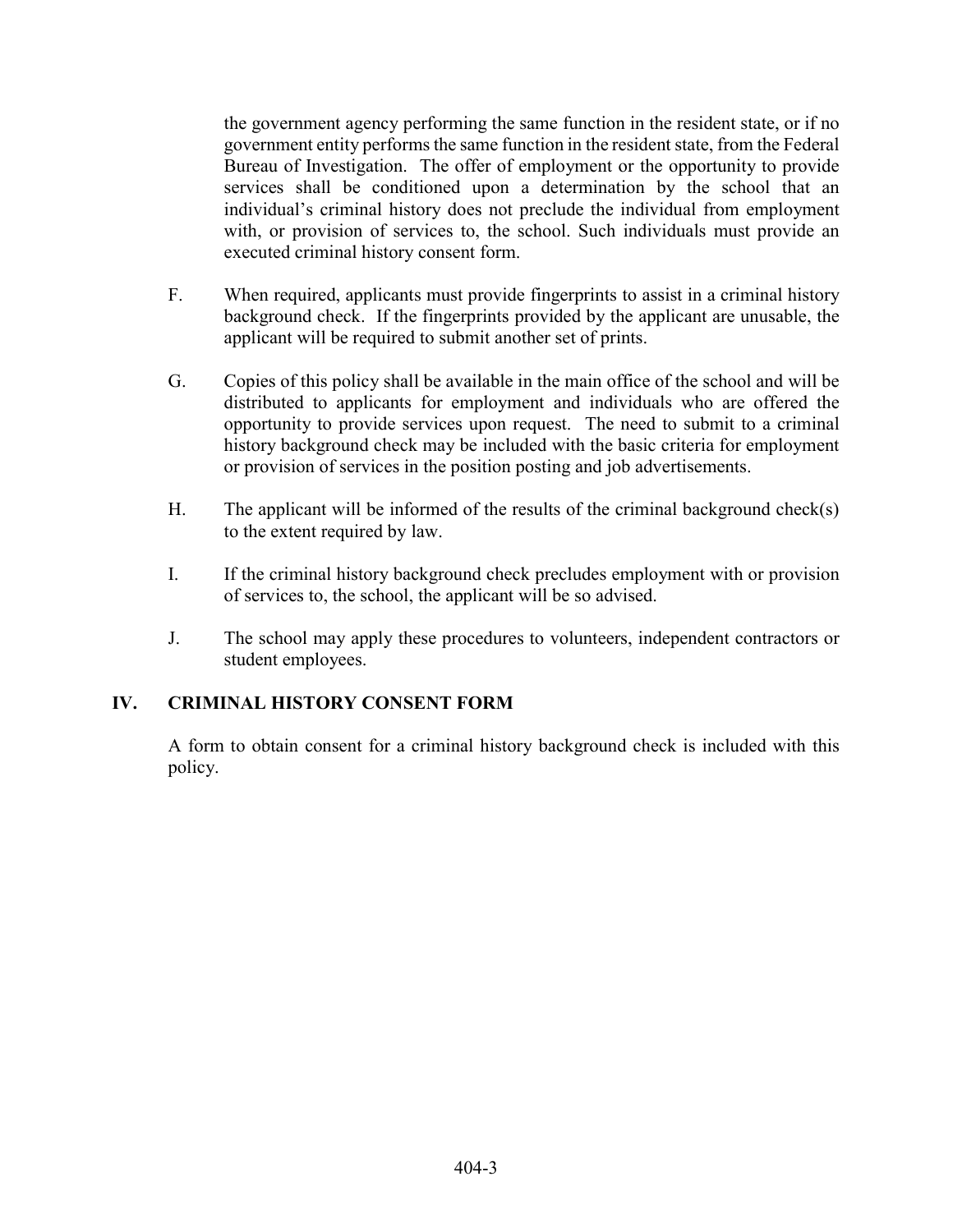the government agency performing the same function in the resident state, or if no government entity performs the same function in the resident state, from the Federal Bureau of Investigation. The offer of employment or the opportunity to provide services shall be conditioned upon a determination by the school that an individual's criminal history does not preclude the individual from employment with, or provision of services to, the school. Such individuals must provide an executed criminal history consent form.

F. When required, applicants must provide fingerprints to assist in a criminal history background check. If the fingerprints provided by the applicant are unusable, the applicant will be required to submit another set of prints.

G. Copies of this policy shall be available in the main office of the school and will be distributed to applicants for employment and individuals who are offered the opportunity to provide services upon request. The need to submit to a criminal history background check may be included with the basic criteria for employment or provision of services in the position posting and job advertisements.

H. The applicant will be informed of the results of the criminal background check(s) to the extent required by law.

I. If the criminal history background check precludes employment with or provision of services to, the school, the applicant will be so advised.

J. The school may apply these procedures to volunteers, independent contractors or student employees.

## IV. CRIMINAL HISTORY CONSENT FORM

A form to obtain consent for a criminal history background check is included with this policy.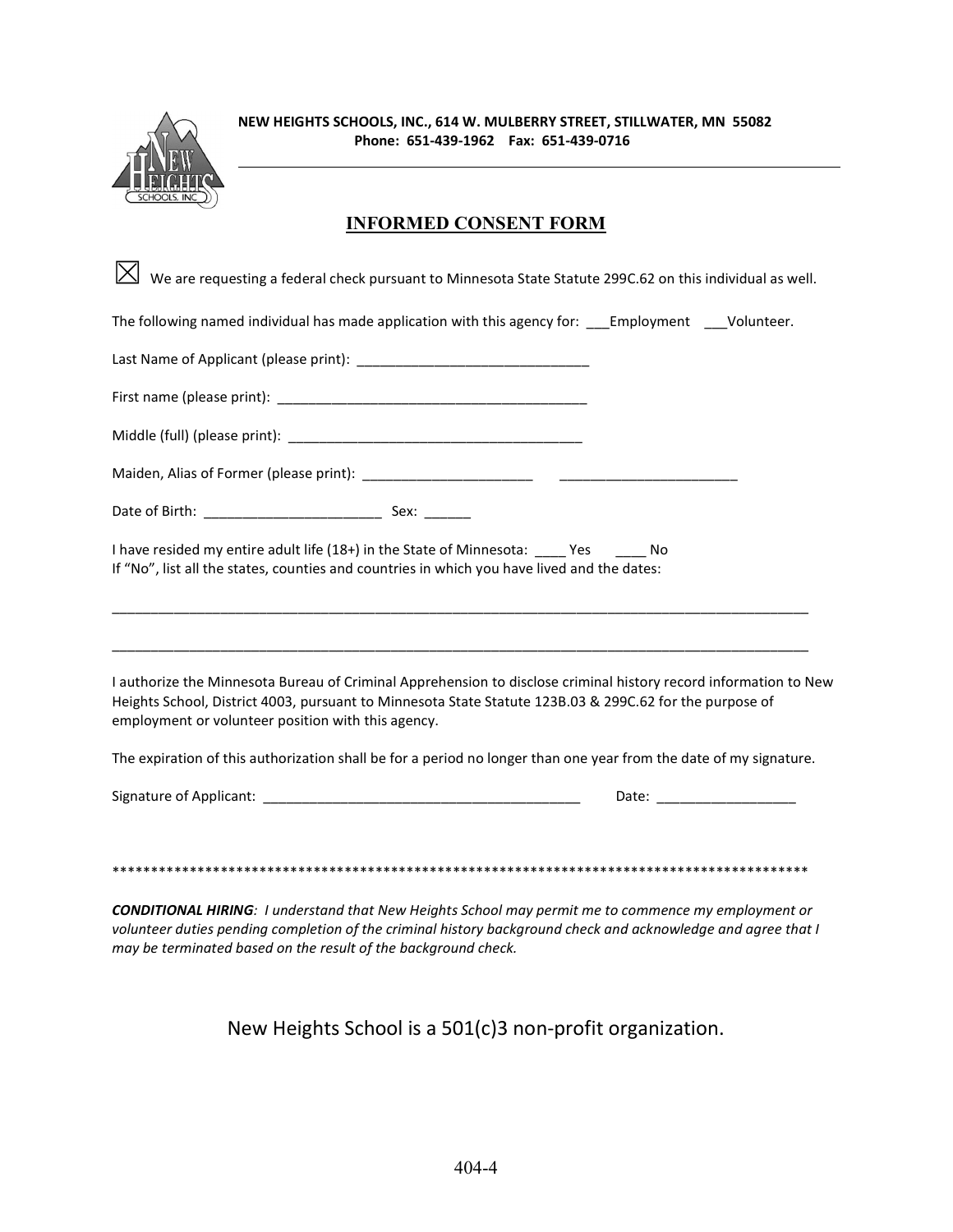**NEW HEIGHTS SCHOOLS, INC., 614 W. MULBERRY STREET, STILLWATER, MN 55082**
**Phone: 651-439-1962 Fax: 651-439-0716**

---

# INFORMED CONSENT FORM

☒ We are requesting a federal check pursuant to Minnesota State Statute 299C.62 on this individual as well.

The following named individual has made application with this agency for: ___Employment ___Volunteer.

Last Name of Applicant (please print): ______________________________

First name (please print): ________________________________________

Middle (full) (please print): ______________________________________

Maiden, Alias of Former (please print): ______________________ _______________________

Date of Birth: _______________________ Sex: ______

I have resided my entire adult life (18+) in the State of Minnesota: ____ Yes ____ No
If "No", list all the states, counties and countries in which you have lived and the dates:

_____________________________________________________________________________________________

_____________________________________________________________________________________________

I authorize the Minnesota Bureau of Criminal Apprehension to disclose criminal history record information to New Heights School, District 4003, pursuant to Minnesota State Statute 123B.03 & 299C.62 for the purpose of employment or volunteer position with this agency.

The expiration of this authorization shall be for a period no longer than one year from the date of my signature.

Signature of Applicant: _________________________________________ Date: __________________

*********************************************************************************************

***CONDITIONAL HIRING**: I understand that New Heights School may permit me to commence my employment or volunteer duties pending completion of the criminal history background check and acknowledge and agree that I may be terminated based on the result of the background check.*

New Heights School is a 501(c)3 non-profit organization.

404-4